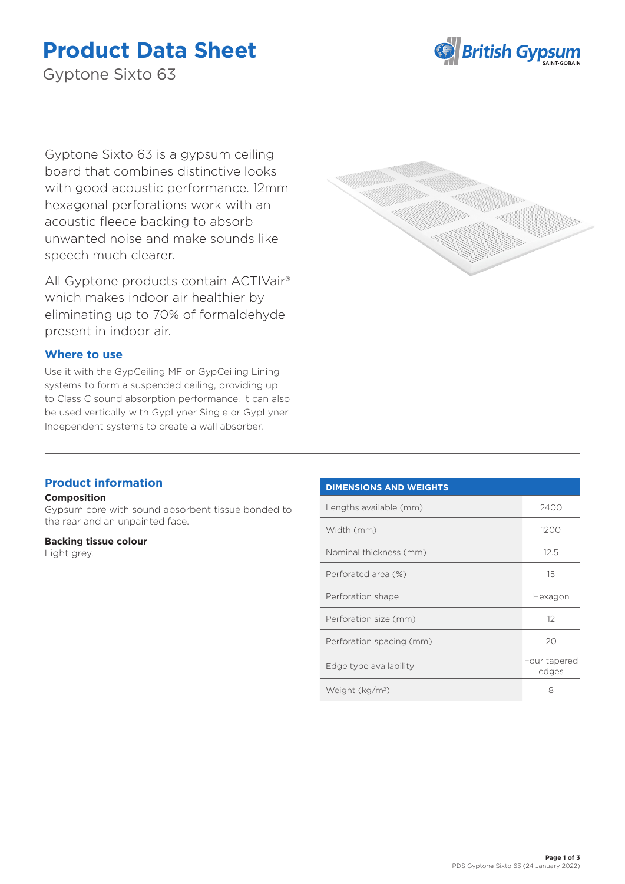# Product Data Sheet

Gyptone Sixto 63

Gyptone Sixto 63 is a gypsum ceiling board that combines distinctive looks with good acoustic performance. 12mm hexagonal perforations work with an acoustic fleece backing to absorb unwanted noise and make sounds like speech much clearer.

All Gyptone products contain ACTIVair® which makes indoor air healthier by eliminating up to 70% of formaldehyde present in indoor air.

## Where to use

Use it with the GypCeiling MF or GypCeiling Lining systems to form a suspended ceiling, providing up to Class C sound absorption performance. It can also be used vertically with GypLyner Single or GypLyner Independent systems to create a wall absorber.

## Product information

**Composition**
Gypsum core with sound absorbent tissue bonded to the rear and an unpainted face.

**Backing tissue colour**
Light grey.

| DIMENSIONS AND WEIGHTS | |
|---|---|
| Lengths available (mm) | 2400 |
| Width (mm) | 1200 |
| Nominal thickness (mm) | 12.5 |
| Perforated area (%) | 15 |
| Perforation shape | Hexagon |
| Perforation size (mm) | 12 |
| Perforation spacing (mm) | 20 |
| Edge type availability | Four tapered edges |
| Weight (kg/m$^2$) | 8 |

PDS Gyptone Sixto 63 (24 January 2022)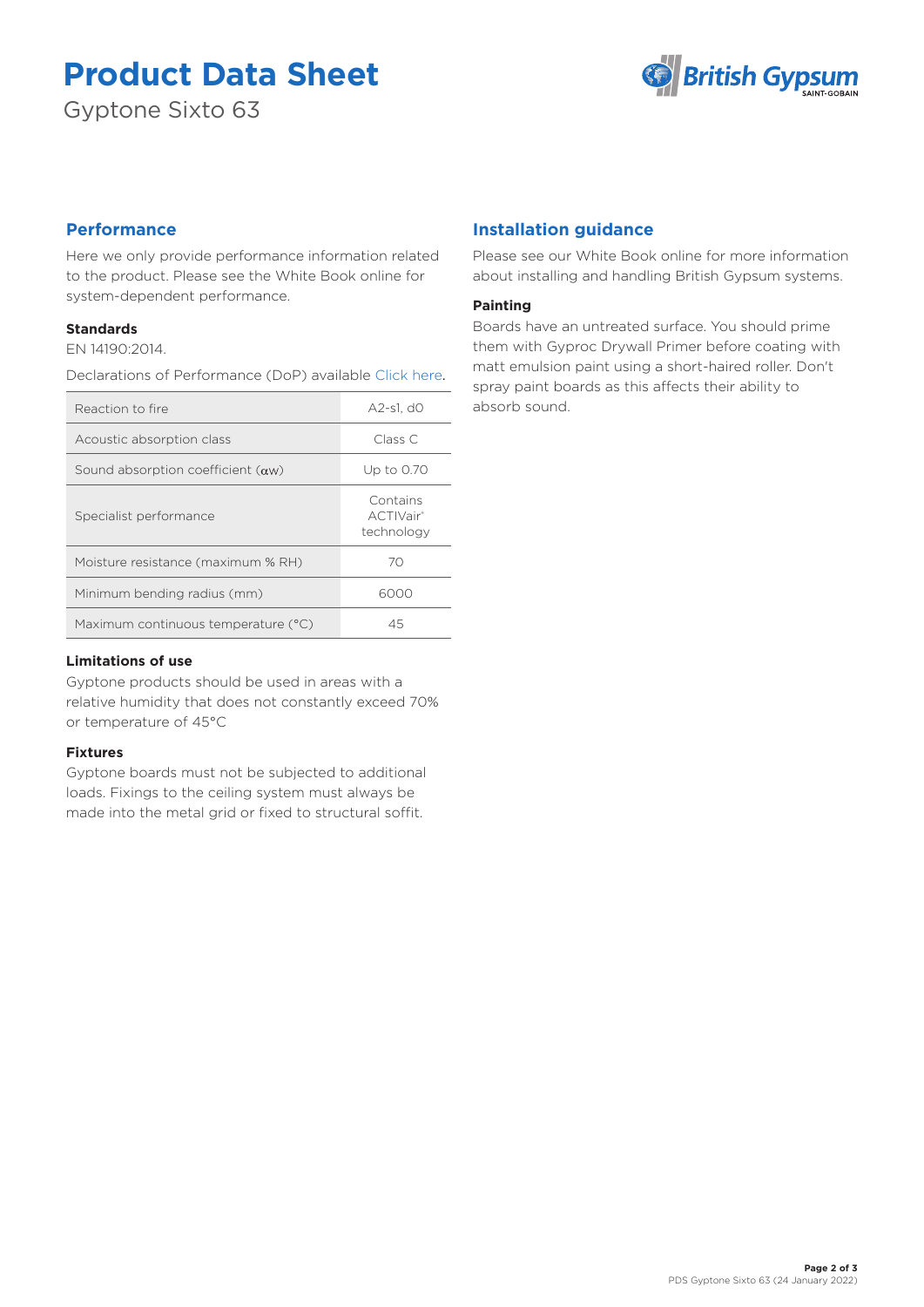# Product Data Sheet

Gyptone Sixto 63

## Performance

Here we only provide performance information related to the product. Please see the White Book online for system-dependent performance.

### Standards

EN 14190:2014.

Declarations of Performance (DoP) available Click here.

| Property | Value |
|---|---|
| Reaction to fire | A2-s1, d0 |
| Acoustic absorption class | Class C |
| Sound absorption coefficient ($\alpha w$) | Up to 0.70 |
| Specialist performance | Contains ACTIVair® technology |
| Moisture resistance (maximum % RH) | 70 |
| Minimum bending radius (mm) | 6000 |
| Maximum continuous temperature (°C) | 45 |

### Limitations of use

Gyptone products should be used in areas with a relative humidity that does not constantly exceed 70% or temperature of 45°C

### Fixtures

Gyptone boards must not be subjected to additional loads. Fixings to the ceiling system must always be made into the metal grid or fixed to structural soffit.

## Installation guidance

Please see our White Book online for more information about installing and handling British Gypsum systems.

### Painting

Boards have an untreated surface. You should prime them with Gyproc Drywall Primer before coating with matt emulsion paint using a short-haired roller. Don't spray paint boards as this affects their ability to absorb sound.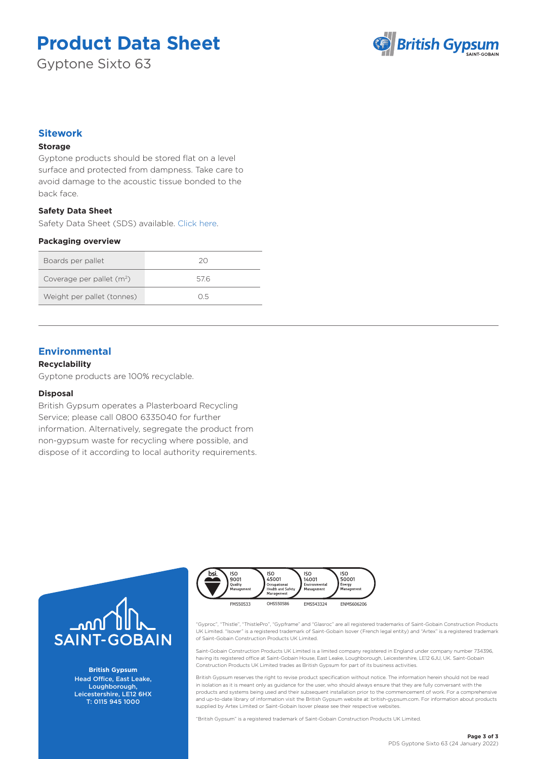# Product Data Sheet

Gyptone Sixto 63

## Sitework

### Storage

Gyptone products should be stored flat on a level surface and protected from dampness. Take care to avoid damage to the acoustic tissue bonded to the back face.

### Safety Data Sheet

Safety Data Sheet (SDS) available. Click here.

### Packaging overview

| | |
|---|---|
| Boards per pallet | 20 |
| Coverage per pallet ($m^2$) | 57.6 |
| Weight per pallet (tonnes) | 0.5 |

## Environmental

### Recyclability

Gyptone products are 100% recyclable.

### Disposal

British Gypsum operates a Plasterboard Recycling Service; please call 0800 6335040 for further information. Alternatively, segregate the product from non-gypsum waste for recycling where possible, and dispose of it according to local authority requirements.

SAINT-GOBAIN

**British Gypsum**
**Head Office, East Leake, Loughborough, Leicestershire, LE12 6HX**
**T: 0115 945 1000**

bsi. ISO 9001 Quality Management FM550533 | ISO 45001 Occupational Health and Safety Management OHS550586 | ISO 14001 Environmental Management EMS543324 | ISO 50001 Energy Management ENMS606206

"Gyproc", "Thistle", "ThistlePro", "Gypframe" and "Glasroc" are all registered trademarks of Saint-Gobain Construction Products UK Limited. "Isover" is a registered trademark of Saint-Gobain Isover (French legal entity) and "Artex" is a registered trademark of Saint-Gobain Construction Products UK Limited.

Saint-Gobain Construction Products UK Limited is a limited company registered in England under company number 734396, having its registered office at Saint-Gobain House, East Leake, Loughborough, Leicestershire, LE12 6JU, UK. Saint-Gobain Construction Products UK Limited trades as British Gypsum for part of its business activities.

British Gypsum reserves the right to revise product specification without notice. The information herein should not be read in isolation as it is meant only as guidance for the user, who should always ensure that they are fully conversant with the products and systems being used and their subsequent installation prior to the commencement of work. For a comprehensive and up-to-date library of information visit the British Gypsum website at: british-gypsum.com. For information about products supplied by Artex Limited or Saint-Gobain Isover please see their respective websites.

"British Gypsum" is a registered trademark of Saint-Gobain Construction Products UK Limited.

PDS Gyptone Sixto 63 (24 January 2022)